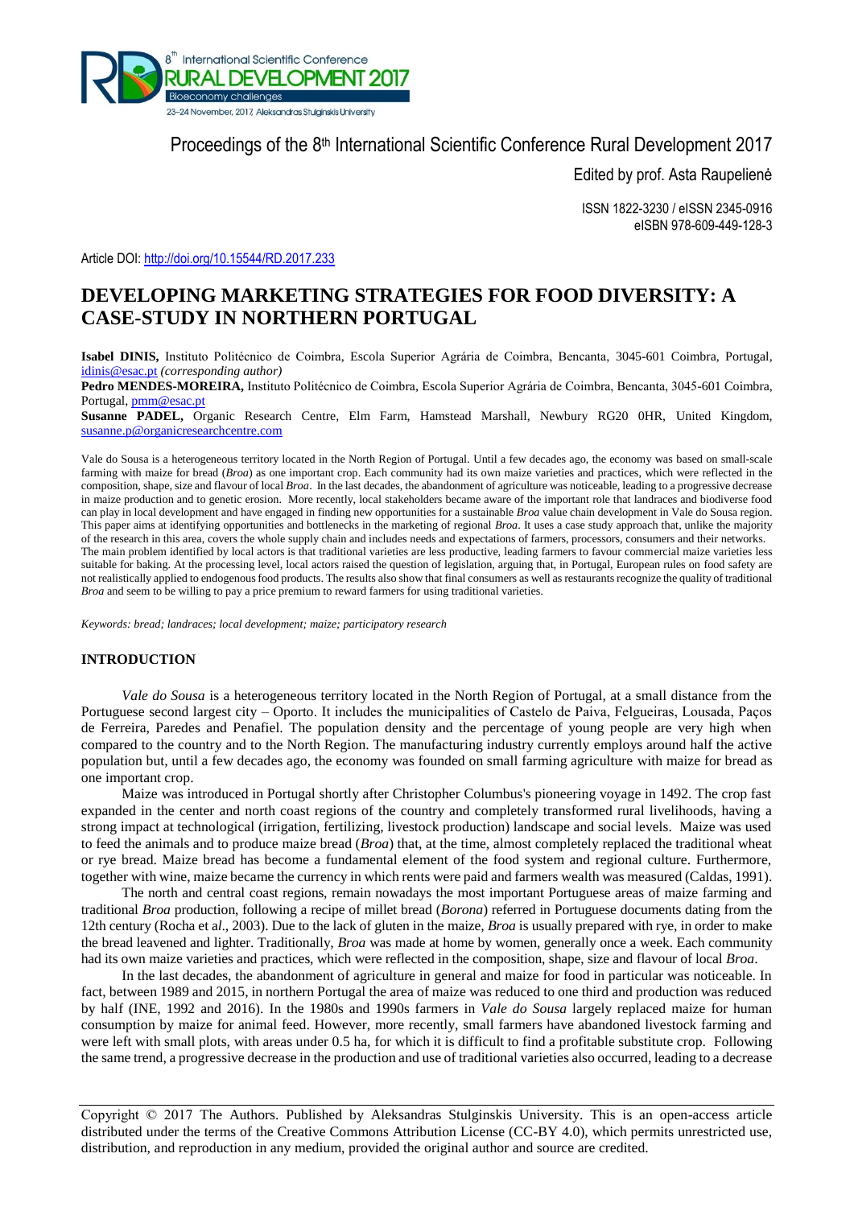Proceedings of the 8th International Scientific Conference Rural Development 2017

Edited by prof. Asta Raupelienė

ISSN 1822-3230 / eISSN 2345-0916
eISBN 978-609-449-128-3

Article DOI: http://doi.org/10.15544/RD.2017.233

# DEVELOPING MARKETING STRATEGIES FOR FOOD DIVERSITY: A CASE-STUDY IN NORTHERN PORTUGAL

**Isabel DINIS,** Instituto Politécnico de Coimbra, Escola Superior Agrária de Coimbra, Bencanta, 3045-601 Coimbra, Portugal, idinis@esac.pt *(corresponding author)*

**Pedro MENDES-MOREIRA,** Instituto Politécnico de Coimbra, Escola Superior Agrária de Coimbra, Bencanta, 3045-601 Coimbra, Portugal, pmm@esac.pt

**Susanne PADEL,** Organic Research Centre, Elm Farm, Hamstead Marshall, Newbury RG20 0HR, United Kingdom, susanne.p@organicresearchcentre.com

Vale do Sousa is a heterogeneous territory located in the North Region of Portugal. Until a few decades ago, the economy was based on small-scale farming with maize for bread (*Broa*) as one important crop. Each community had its own maize varieties and practices, which were reflected in the composition, shape, size and flavour of local *Broa*. In the last decades, the abandonment of agriculture was noticeable, leading to a progressive decrease in maize production and to genetic erosion. More recently, local stakeholders became aware of the important role that landraces and biodiverse food can play in local development and have engaged in finding new opportunities for a sustainable *Broa* value chain development in Vale do Sousa region. This paper aims at identifying opportunities and bottlenecks in the marketing of regional *Broa*. It uses a case study approach that, unlike the majority of the research in this area, covers the whole supply chain and includes needs and expectations of farmers, processors, consumers and their networks. The main problem identified by local actors is that traditional varieties are less productive, leading farmers to favour commercial maize varieties less suitable for baking. At the processing level, local actors raised the question of legislation, arguing that, in Portugal, European rules on food safety are not realistically applied to endogenous food products. The results also show that final consumers as well as restaurants recognize the quality of traditional *Broa* and seem to be willing to pay a price premium to reward farmers for using traditional varieties.

*Keywords: bread; landraces; local development; maize; participatory research*

## INTRODUCTION

*Vale do Sousa* is a heterogeneous territory located in the North Region of Portugal, at a small distance from the Portuguese second largest city – Oporto. It includes the municipalities of Castelo de Paiva, Felgueiras, Lousada, Paços de Ferreira, Paredes and Penafiel. The population density and the percentage of young people are very high when compared to the country and to the North Region. The manufacturing industry currently employs around half the active population but, until a few decades ago, the economy was founded on small farming agriculture with maize for bread as one important crop.

Maize was introduced in Portugal shortly after Christopher Columbus's pioneering voyage in 1492. The crop fast expanded in the center and north coast regions of the country and completely transformed rural livelihoods, having a strong impact at technological (irrigation, fertilizing, livestock production) landscape and social levels. Maize was used to feed the animals and to produce maize bread (*Broa*) that, at the time, almost completely replaced the traditional wheat or rye bread. Maize bread has become a fundamental element of the food system and regional culture. Furthermore, together with wine, maize became the currency in which rents were paid and farmers wealth was measured (Caldas, 1991).

The north and central coast regions, remain nowadays the most important Portuguese areas of maize farming and traditional *Broa* production, following a recipe of millet bread (*Borona*) referred in Portuguese documents dating from the 12th century (Rocha et al., 2003). Due to the lack of gluten in the maize, *Broa* is usually prepared with rye, in order to make the bread leavened and lighter. Traditionally, *Broa* was made at home by women, generally once a week. Each community had its own maize varieties and practices, which were reflected in the composition, shape, size and flavour of local *Broa*.

In the last decades, the abandonment of agriculture in general and maize for food in particular was noticeable. In fact, between 1989 and 2015, in northern Portugal the area of maize was reduced to one third and production was reduced by half (INE, 1992 and 2016). In the 1980s and 1990s farmers in *Vale do Sousa* largely replaced maize for human consumption by maize for animal feed. However, more recently, small farmers have abandoned livestock farming and were left with small plots, with areas under 0.5 ha, for which it is difficult to find a profitable substitute crop. Following the same trend, a progressive decrease in the production and use of traditional varieties also occurred, leading to a decrease

Copyright © 2017 The Authors. Published by Aleksandras Stulginskis University. This is an open-access article distributed under the terms of the Creative Commons Attribution License (CC-BY 4.0), which permits unrestricted use, distribution, and reproduction in any medium, provided the original author and source are credited.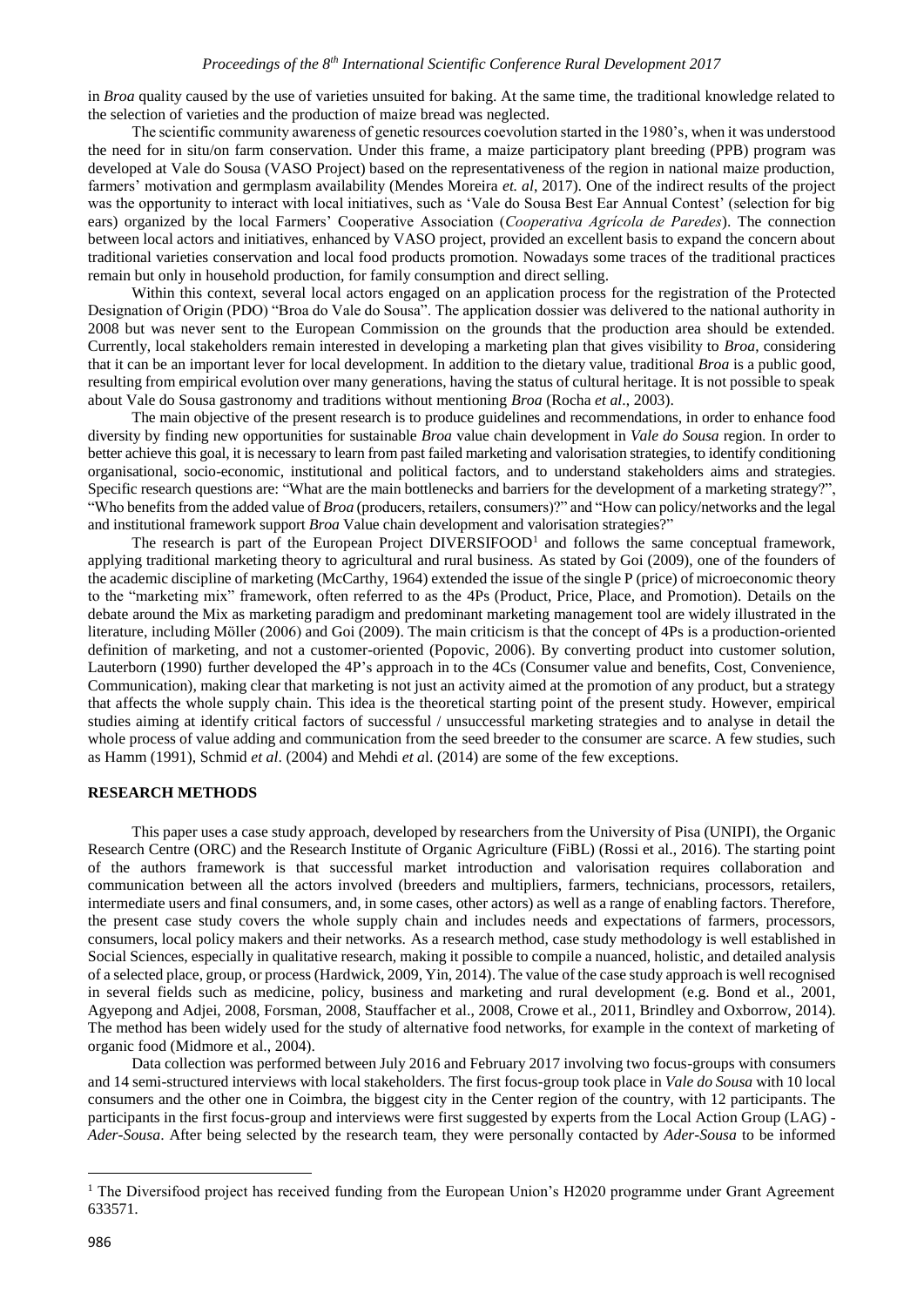in *Broa* quality caused by the use of varieties unsuited for baking. At the same time, the traditional knowledge related to the selection of varieties and the production of maize bread was neglected.

The scientific community awareness of genetic resources coevolution started in the 1980's, when it was understood the need for in situ/on farm conservation. Under this frame, a maize participatory plant breeding (PPB) program was developed at Vale do Sousa (VASO Project) based on the representativeness of the region in national maize production, farmers' motivation and germplasm availability (Mendes Moreira *et. al*, 2017). One of the indirect results of the project was the opportunity to interact with local initiatives, such as 'Vale do Sousa Best Ear Annual Contest' (selection for big ears) organized by the local Farmers' Cooperative Association (*Cooperativa Agrícola de Paredes*). The connection between local actors and initiatives, enhanced by VASO project, provided an excellent basis to expand the concern about traditional varieties conservation and local food products promotion. Nowadays some traces of the traditional practices remain but only in household production, for family consumption and direct selling.

Within this context, several local actors engaged on an application process for the registration of the Protected Designation of Origin (PDO) "Broa do Vale do Sousa". The application dossier was delivered to the national authority in 2008 but was never sent to the European Commission on the grounds that the production area should be extended. Currently, local stakeholders remain interested in developing a marketing plan that gives visibility to *Broa*, considering that it can be an important lever for local development. In addition to the dietary value, traditional *Broa* is a public good, resulting from empirical evolution over many generations, having the status of cultural heritage. It is not possible to speak about Vale do Sousa gastronomy and traditions without mentioning *Broa* (Rocha *et al*., 2003).

The main objective of the present research is to produce guidelines and recommendations, in order to enhance food diversity by finding new opportunities for sustainable *Broa* value chain development in *Vale do Sousa* region. In order to better achieve this goal, it is necessary to learn from past failed marketing and valorisation strategies, to identify conditioning organisational, socio-economic, institutional and political factors, and to understand stakeholders aims and strategies. Specific research questions are: "What are the main bottlenecks and barriers for the development of a marketing strategy?", "Who benefits from the added value of *Broa* (producers, retailers, consumers)?" and "How can policy/networks and the legal and institutional framework support *Broa* Value chain development and valorisation strategies?"

The research is part of the European Project DIVERSIFOOD[1] and follows the same conceptual framework, applying traditional marketing theory to agricultural and rural business. As stated by Goi (2009), one of the founders of the academic discipline of marketing (McCarthy, 1964) extended the issue of the single P (price) of microeconomic theory to the "marketing mix" framework, often referred to as the 4Ps (Product, Price, Place, and Promotion). Details on the debate around the Mix as marketing paradigm and predominant marketing management tool are widely illustrated in the literature, including Möller (2006) and Goi (2009). The main criticism is that the concept of 4Ps is a production-oriented definition of marketing, and not a customer-oriented (Popovic, 2006). By converting product into customer solution, Lauterborn (1990) further developed the 4P's approach in to the 4Cs (Consumer value and benefits, Cost, Convenience, Communication), making clear that marketing is not just an activity aimed at the promotion of any product, but a strategy that affects the whole supply chain. This idea is the theoretical starting point of the present study. However, empirical studies aiming at identify critical factors of successful / unsuccessful marketing strategies and to analyse in detail the whole process of value adding and communication from the seed breeder to the consumer are scarce. A few studies, such as Hamm (1991), Schmid *et al*. (2004) and Mehdi *et a*l. (2014) are some of the few exceptions.

## RESEARCH METHODS

This paper uses a case study approach, developed by researchers from the University of Pisa (UNIPI), the Organic Research Centre (ORC) and the Research Institute of Organic Agriculture (FiBL) (Rossi et al., 2016). The starting point of the authors framework is that successful market introduction and valorisation requires collaboration and communication between all the actors involved (breeders and multipliers, farmers, technicians, processors, retailers, intermediate users and final consumers, and, in some cases, other actors) as well as a range of enabling factors. Therefore, the present case study covers the whole supply chain and includes needs and expectations of farmers, processors, consumers, local policy makers and their networks. As a research method, case study methodology is well established in Social Sciences, especially in qualitative research, making it possible to compile a nuanced, holistic, and detailed analysis of a selected place, group, or process (Hardwick, 2009, Yin, 2014). The value of the case study approach is well recognised in several fields such as medicine, policy, business and marketing and rural development (e.g. Bond et al., 2001, Agyepong and Adjei, 2008, Forsman, 2008, Stauffacher et al., 2008, Crowe et al., 2011, Brindley and Oxborrow, 2014). The method has been widely used for the study of alternative food networks, for example in the context of marketing of organic food (Midmore et al., 2004).

Data collection was performed between July 2016 and February 2017 involving two focus-groups with consumers and 14 semi-structured interviews with local stakeholders. The first focus-group took place in *Vale do Sousa* with 10 local consumers and the other one in Coimbra, the biggest city in the Center region of the country, with 12 participants. The participants in the first focus-group and interviews were first suggested by experts from the Local Action Group (LAG) - *Ader-Sousa*. After being selected by the research team, they were personally contacted by *Ader-Sousa* to be informed

[1] The Diversifood project has received funding from the European Union's H2020 programme under Grant Agreement 633571.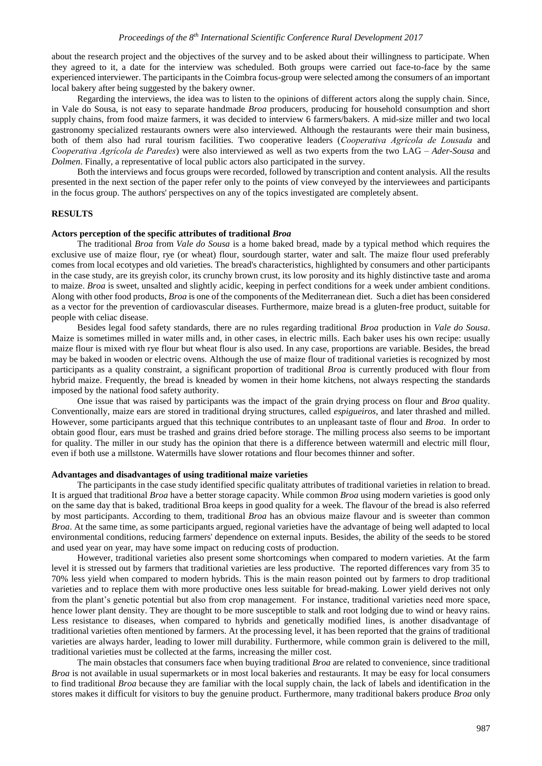about the research project and the objectives of the survey and to be asked about their willingness to participate. When they agreed to it, a date for the interview was scheduled. Both groups were carried out face-to-face by the same experienced interviewer. The participants in the Coimbra focus-group were selected among the consumers of an important local bakery after being suggested by the bakery owner.

Regarding the interviews, the idea was to listen to the opinions of different actors along the supply chain. Since, in Vale do Sousa, is not easy to separate handmade *Broa* producers, producing for household consumption and short supply chains, from food maize farmers, it was decided to interview 6 farmers/bakers. A mid-size miller and two local gastronomy specialized restaurants owners were also interviewed. Although the restaurants were their main business, both of them also had rural tourism facilities. Two cooperative leaders (*Cooperativa Agrícola de Lousada* and *Cooperativa Agrícola de Paredes*) were also interviewed as well as two experts from the two LAG – *Ader-Sousa* and *Dolmen*. Finally, a representative of local public actors also participated in the survey.

Both the interviews and focus groups were recorded, followed by transcription and content analysis. All the results presented in the next section of the paper refer only to the points of view conveyed by the interviewees and participants in the focus group. The authors' perspectives on any of the topics investigated are completely absent.

## RESULTS

### Actors perception of the specific attributes of traditional *Broa*

The traditional *Broa* from *Vale do Sousa* is a home baked bread, made by a typical method which requires the exclusive use of maize flour, rye (or wheat) flour, sourdough starter, water and salt. The maize flour used preferably comes from local ecotypes and old varieties. The bread's characteristics, highlighted by consumers and other participants in the case study, are its greyish color, its crunchy brown crust, its low porosity and its highly distinctive taste and aroma to maize. *Broa* is sweet, unsalted and slightly acidic, keeping in perfect conditions for a week under ambient conditions. Along with other food products, *Broa* is one of the components of the Mediterranean diet. Such a diet has been considered as a vector for the prevention of cardiovascular diseases. Furthermore, maize bread is a gluten-free product, suitable for people with celiac disease.

Besides legal food safety standards, there are no rules regarding traditional *Broa* production in *Vale do Sousa*. Maize is sometimes milled in water mills and, in other cases, in electric mills. Each baker uses his own recipe: usually maize flour is mixed with rye flour but wheat flour is also used. In any case, proportions are variable. Besides, the bread may be baked in wooden or electric ovens. Although the use of maize flour of traditional varieties is recognized by most participants as a quality constraint, a significant proportion of traditional *Broa* is currently produced with flour from hybrid maize. Frequently, the bread is kneaded by women in their home kitchens, not always respecting the standards imposed by the national food safety authority.

One issue that was raised by participants was the impact of the grain drying process on flour and *Broa* quality. Conventionally, maize ears are stored in traditional drying structures, called *espigueiros*, and later thrashed and milled. However, some participants argued that this technique contributes to an unpleasant taste of flour and *Broa*. In order to obtain good flour, ears must be trashed and grains dried before storage. The milling process also seems to be important for quality. The miller in our study has the opinion that there is a difference between watermill and electric mill flour, even if both use a millstone. Watermills have slower rotations and flour becomes thinner and softer.

### Advantages and disadvantages of using traditional maize varieties

The participants in the case study identified specific qualitaty attributes of traditional varieties in relation to bread. It is argued that traditional *Broa* have a better storage capacity. While common *Broa* using modern varieties is good only on the same day that is baked, traditional Broa keeps in good quality for a week. The flavour of the bread is also referred by most participants. According to them, traditional *Broa* has an obvious maize flavour and is sweeter than common *Broa*. At the same time, as some participants argued, regional varieties have the advantage of being well adapted to local environmental conditions, reducing farmers' dependence on external inputs. Besides, the ability of the seeds to be stored and used year on year, may have some impact on reducing costs of production.

However, traditional varieties also present some shortcomings when compared to modern varieties. At the farm level it is stressed out by farmers that traditional varieties are less productive. The reported differences vary from 35 to 70% less yield when compared to modern hybrids. This is the main reason pointed out by farmers to drop traditional varieties and to replace them with more productive ones less suitable for bread-making. Lower yield derives not only from the plant's genetic potential but also from crop management. For instance, traditional varieties need more space, hence lower plant density. They are thought to be more susceptible to stalk and root lodging due to wind or heavy rains. Less resistance to diseases, when compared to hybrids and genetically modified lines, is another disadvantage of traditional varieties often mentioned by farmers. At the processing level, it has been reported that the grains of traditional varieties are always harder, leading to lower mill durability. Furthermore, while common grain is delivered to the mill, traditional varieties must be collected at the farms, increasing the miller cost.

The main obstacles that consumers face when buying traditional *Broa* are related to convenience, since traditional *Broa* is not available in usual supermarkets or in most local bakeries and restaurants. It may be easy for local consumers to find traditional *Broa* because they are familiar with the local supply chain, the lack of labels and identification in the stores makes it difficult for visitors to buy the genuine product. Furthermore, many traditional bakers produce *Broa* only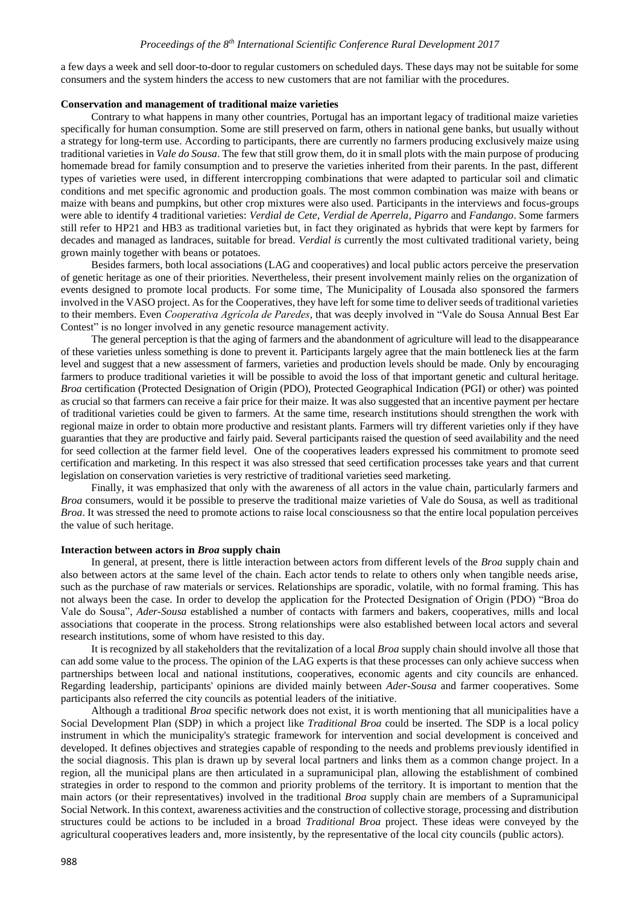a few days a week and sell door-to-door to regular customers on scheduled days. These days may not be suitable for some consumers and the system hinders the access to new customers that are not familiar with the procedures.

**Conservation and management of traditional maize varieties**

Contrary to what happens in many other countries, Portugal has an important legacy of traditional maize varieties specifically for human consumption. Some are still preserved on farm, others in national gene banks, but usually without a strategy for long-term use. According to participants, there are currently no farmers producing exclusively maize using traditional varieties in *Vale do Sousa*. The few that still grow them, do it in small plots with the main purpose of producing homemade bread for family consumption and to preserve the varieties inherited from their parents. In the past, different types of varieties were used, in different intercropping combinations that were adapted to particular soil and climatic conditions and met specific agronomic and production goals. The most common combination was maize with beans or maize with beans and pumpkins, but other crop mixtures were also used. Participants in the interviews and focus-groups were able to identify 4 traditional varieties: *Verdial de Cete, Verdial de Aperrela, Pigarro* and *Fandango*. Some farmers still refer to HP21 and HB3 as traditional varieties but, in fact they originated as hybrids that were kept by farmers for decades and managed as landraces, suitable for bread. *Verdial is* currently the most cultivated traditional variety, being grown mainly together with beans or potatoes.

Besides farmers, both local associations (LAG and cooperatives) and local public actors perceive the preservation of genetic heritage as one of their priorities. Nevertheless, their present involvement mainly relies on the organization of events designed to promote local products. For some time, The Municipality of Lousada also sponsored the farmers involved in the VASO project. As for the Cooperatives, they have left for some time to deliver seeds of traditional varieties to their members. Even *Cooperativa Agrícola de Paredes*, that was deeply involved in "Vale do Sousa Annual Best Ear Contest" is no longer involved in any genetic resource management activity.

The general perception is that the aging of farmers and the abandonment of agriculture will lead to the disappearance of these varieties unless something is done to prevent it. Participants largely agree that the main bottleneck lies at the farm level and suggest that a new assessment of farmers, varieties and production levels should be made. Only by encouraging farmers to produce traditional varieties it will be possible to avoid the loss of that important genetic and cultural heritage. *Broa* certification (Protected Designation of Origin (PDO), Protected Geographical Indication (PGI) or other) was pointed as crucial so that farmers can receive a fair price for their maize. It was also suggested that an incentive payment per hectare of traditional varieties could be given to farmers. At the same time, research institutions should strengthen the work with regional maize in order to obtain more productive and resistant plants. Farmers will try different varieties only if they have guaranties that they are productive and fairly paid. Several participants raised the question of seed availability and the need for seed collection at the farmer field level. One of the cooperatives leaders expressed his commitment to promote seed certification and marketing. In this respect it was also stressed that seed certification processes take years and that current legislation on conservation varieties is very restrictive of traditional varieties seed marketing.

Finally, it was emphasized that only with the awareness of all actors in the value chain, particularly farmers and *Broa* consumers, would it be possible to preserve the traditional maize varieties of Vale do Sousa, as well as traditional *Broa*. It was stressed the need to promote actions to raise local consciousness so that the entire local population perceives the value of such heritage.

**Interaction between actors in *Broa* supply chain**

In general, at present, there is little interaction between actors from different levels of the *Broa* supply chain and also between actors at the same level of the chain. Each actor tends to relate to others only when tangible needs arise, such as the purchase of raw materials or services. Relationships are sporadic, volatile, with no formal framing. This has not always been the case. In order to develop the application for the Protected Designation of Origin (PDO) "Broa do Vale do Sousa", *Ader-Sousa* established a number of contacts with farmers and bakers, cooperatives, mills and local associations that cooperate in the process. Strong relationships were also established between local actors and several research institutions, some of whom have resisted to this day.

It is recognized by all stakeholders that the revitalization of a local *Broa* supply chain should involve all those that can add some value to the process. The opinion of the LAG experts is that these processes can only achieve success when partnerships between local and national institutions, cooperatives, economic agents and city councils are enhanced. Regarding leadership, participants' opinions are divided mainly between *Ader-Sousa* and farmer cooperatives. Some participants also referred the city councils as potential leaders of the initiative.

Although a traditional *Broa* specific network does not exist, it is worth mentioning that all municipalities have a Social Development Plan (SDP) in which a project like *Traditional Broa* could be inserted. The SDP is a local policy instrument in which the municipality's strategic framework for intervention and social development is conceived and developed. It defines objectives and strategies capable of responding to the needs and problems previously identified in the social diagnosis. This plan is drawn up by several local partners and links them as a common change project. In a region, all the municipal plans are then articulated in a supramunicipal plan, allowing the establishment of combined strategies in order to respond to the common and priority problems of the territory. It is important to mention that the main actors (or their representatives) involved in the traditional *Broa* supply chain are members of a Supramunicipal Social Network. In this context, awareness activities and the construction of collective storage, processing and distribution structures could be actions to be included in a broad *Traditional Broa* project. These ideas were conveyed by the agricultural cooperatives leaders and, more insistently, by the representative of the local city councils (public actors).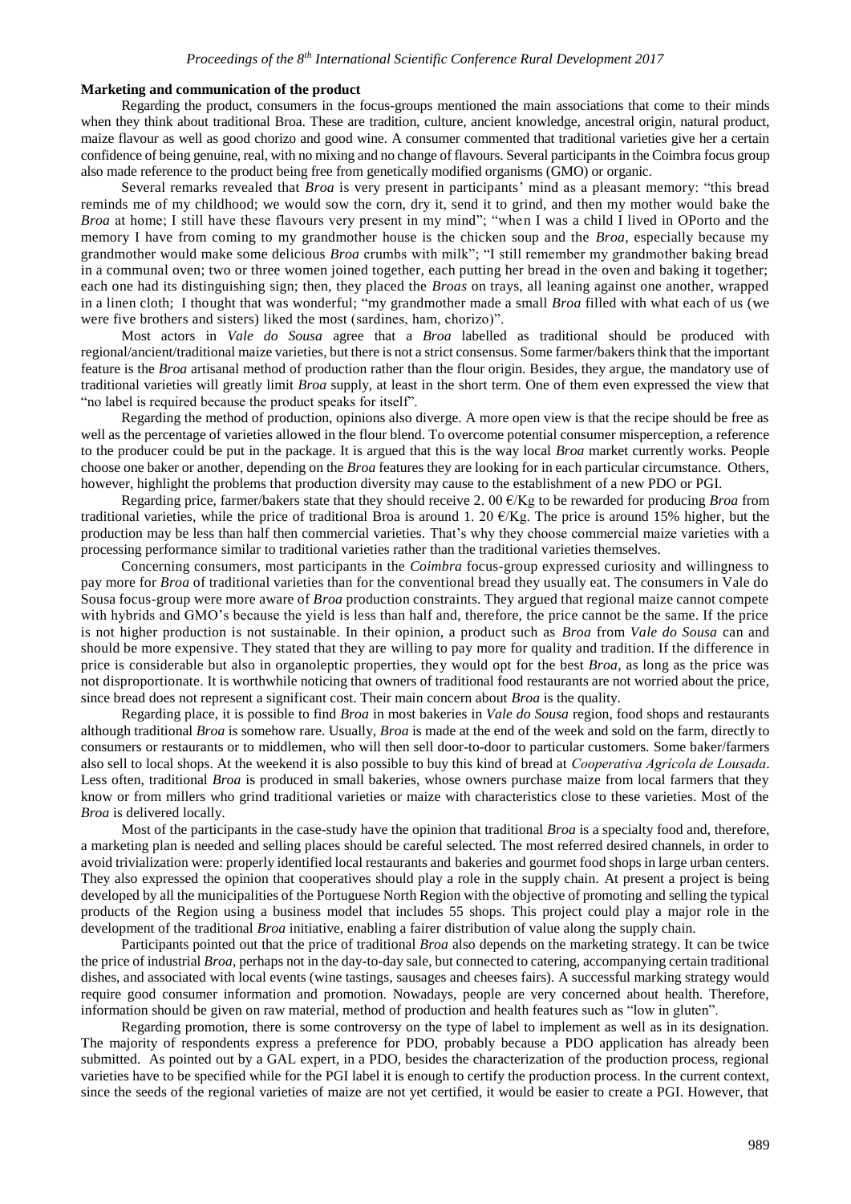**Marketing and communication of the product**

Regarding the product, consumers in the focus-groups mentioned the main associations that come to their minds when they think about traditional Broa. These are tradition, culture, ancient knowledge, ancestral origin, natural product, maize flavour as well as good chorizo and good wine. A consumer commented that traditional varieties give her a certain confidence of being genuine, real, with no mixing and no change of flavours. Several participants in the Coimbra focus group also made reference to the product being free from genetically modified organisms (GMO) or organic.

Several remarks revealed that *Broa* is very present in participants' mind as a pleasant memory: "this bread reminds me of my childhood; we would sow the corn, dry it, send it to grind, and then my mother would bake the *Broa* at home; I still have these flavours very present in my mind"; "when I was a child I lived in OPorto and the memory I have from coming to my grandmother house is the chicken soup and the *Broa*, especially because my grandmother would make some delicious *Broa* crumbs with milk"; "I still remember my grandmother baking bread in a communal oven; two or three women joined together, each putting her bread in the oven and baking it together; each one had its distinguishing sign; then, they placed the *Broas* on trays, all leaning against one another, wrapped in a linen cloth; I thought that was wonderful; "my grandmother made a small *Broa* filled with what each of us (we were five brothers and sisters) liked the most (sardines, ham, chorizo)".

Most actors in *Vale do Sousa* agree that a *Broa* labelled as traditional should be produced with regional/ancient/traditional maize varieties, but there is not a strict consensus. Some farmer/bakers think that the important feature is the *Broa* artisanal method of production rather than the flour origin. Besides, they argue, the mandatory use of traditional varieties will greatly limit *Broa* supply, at least in the short term. One of them even expressed the view that "no label is required because the product speaks for itself".

Regarding the method of production, opinions also diverge. A more open view is that the recipe should be free as well as the percentage of varieties allowed in the flour blend. To overcome potential consumer misperception, a reference to the producer could be put in the package. It is argued that this is the way local *Broa* market currently works. People choose one baker or another, depending on the *Broa* features they are looking for in each particular circumstance. Others, however, highlight the problems that production diversity may cause to the establishment of a new PDO or PGI.

Regarding price, farmer/bakers state that they should receive 2. 00 €/Kg to be rewarded for producing *Broa* from traditional varieties, while the price of traditional Broa is around 1. 20 €/Kg. The price is around 15% higher, but the production may be less than half then commercial varieties. That's why they choose commercial maize varieties with a processing performance similar to traditional varieties rather than the traditional varieties themselves.

Concerning consumers, most participants in the *Coimbra* focus-group expressed curiosity and willingness to pay more for *Broa* of traditional varieties than for the conventional bread they usually eat. The consumers in Vale do Sousa focus-group were more aware of *Broa* production constraints. They argued that regional maize cannot compete with hybrids and GMO's because the yield is less than half and, therefore, the price cannot be the same. If the price is not higher production is not sustainable. In their opinion, a product such as *Broa* from *Vale do Sousa* can and should be more expensive. They stated that they are willing to pay more for quality and tradition. If the difference in price is considerable but also in organoleptic properties, they would opt for the best *Broa*, as long as the price was not disproportionate. It is worthwhile noticing that owners of traditional food restaurants are not worried about the price, since bread does not represent a significant cost. Their main concern about *Broa* is the quality.

Regarding place, it is possible to find *Broa* in most bakeries in *Vale do Sousa* region, food shops and restaurants although traditional *Broa* is somehow rare. Usually, *Broa* is made at the end of the week and sold on the farm, directly to consumers or restaurants or to middlemen, who will then sell door-to-door to particular customers. Some baker/farmers also sell to local shops. At the weekend it is also possible to buy this kind of bread at *Cooperativa Agrícola de Lousada*. Less often, traditional *Broa* is produced in small bakeries, whose owners purchase maize from local farmers that they know or from millers who grind traditional varieties or maize with characteristics close to these varieties. Most of the *Broa* is delivered locally.

Most of the participants in the case-study have the opinion that traditional *Broa* is a specialty food and, therefore, a marketing plan is needed and selling places should be careful selected. The most referred desired channels, in order to avoid trivialization were: properly identified local restaurants and bakeries and gourmet food shops in large urban centers. They also expressed the opinion that cooperatives should play a role in the supply chain. At present a project is being developed by all the municipalities of the Portuguese North Region with the objective of promoting and selling the typical products of the Region using a business model that includes 55 shops. This project could play a major role in the development of the traditional *Broa* initiative, enabling a fairer distribution of value along the supply chain.

Participants pointed out that the price of traditional *Broa* also depends on the marketing strategy. It can be twice the price of industrial *Broa*, perhaps not in the day-to-day sale, but connected to catering, accompanying certain traditional dishes, and associated with local events (wine tastings, sausages and cheeses fairs). A successful marking strategy would require good consumer information and promotion. Nowadays, people are very concerned about health. Therefore, information should be given on raw material, method of production and health features such as "low in gluten".

Regarding promotion, there is some controversy on the type of label to implement as well as in its designation. The majority of respondents express a preference for PDO, probably because a PDO application has already been submitted. As pointed out by a GAL expert, in a PDO, besides the characterization of the production process, regional varieties have to be specified while for the PGI label it is enough to certify the production process. In the current context, since the seeds of the regional varieties of maize are not yet certified, it would be easier to create a PGI. However, that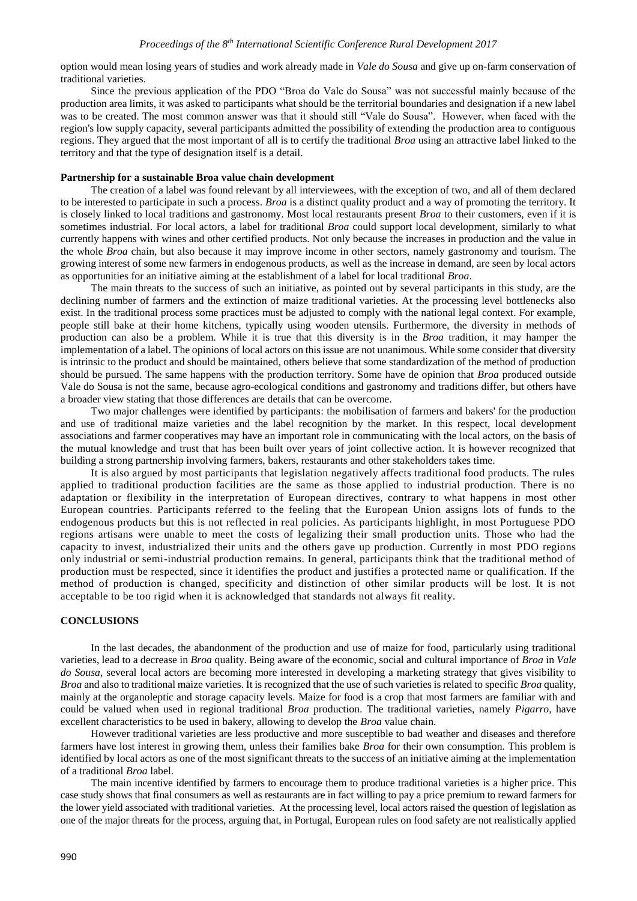option would mean losing years of studies and work already made in *Vale do Sousa* and give up on-farm conservation of traditional varieties.

Since the previous application of the PDO "Broa do Vale do Sousa" was not successful mainly because of the production area limits, it was asked to participants what should be the territorial boundaries and designation if a new label was to be created. The most common answer was that it should still "Vale do Sousa". However, when faced with the region's low supply capacity, several participants admitted the possibility of extending the production area to contiguous regions. They argued that the most important of all is to certify the traditional *Broa* using an attractive label linked to the territory and that the type of designation itself is a detail.

**Partnership for a sustainable Broa value chain development**

The creation of a label was found relevant by all interviewees, with the exception of two, and all of them declared to be interested to participate in such a process. *Broa* is a distinct quality product and a way of promoting the territory. It is closely linked to local traditions and gastronomy. Most local restaurants present *Broa* to their customers, even if it is sometimes industrial. For local actors, a label for traditional *Broa* could support local development, similarly to what currently happens with wines and other certified products. Not only because the increases in production and the value in the whole *Broa* chain, but also because it may improve income in other sectors, namely gastronomy and tourism. The growing interest of some new farmers in endogenous products, as well as the increase in demand, are seen by local actors as opportunities for an initiative aiming at the establishment of a label for local traditional *Broa*.

The main threats to the success of such an initiative, as pointed out by several participants in this study, are the declining number of farmers and the extinction of maize traditional varieties. At the processing level bottlenecks also exist. In the traditional process some practices must be adjusted to comply with the national legal context. For example, people still bake at their home kitchens, typically using wooden utensils. Furthermore, the diversity in methods of production can also be a problem. While it is true that this diversity is in the *Broa* tradition, it may hamper the implementation of a label. The opinions of local actors on this issue are not unanimous. While some consider that diversity is intrinsic to the product and should be maintained, others believe that some standardization of the method of production should be pursued. The same happens with the production territory. Some have de opinion that *Broa* produced outside Vale do Sousa is not the same, because agro-ecological conditions and gastronomy and traditions differ, but others have a broader view stating that those differences are details that can be overcome.

Two major challenges were identified by participants: the mobilisation of farmers and bakers' for the production and use of traditional maize varieties and the label recognition by the market. In this respect, local development associations and farmer cooperatives may have an important role in communicating with the local actors, on the basis of the mutual knowledge and trust that has been built over years of joint collective action. It is however recognized that building a strong partnership involving farmers, bakers, restaurants and other stakeholders takes time.

It is also argued by most participants that legislation negatively affects traditional food products. The rules applied to traditional production facilities are the same as those applied to industrial production. There is no adaptation or flexibility in the interpretation of European directives, contrary to what happens in most other European countries. Participants referred to the feeling that the European Union assigns lots of funds to the endogenous products but this is not reflected in real policies. As participants highlight, in most Portuguese PDO regions artisans were unable to meet the costs of legalizing their small production units. Those who had the capacity to invest, industrialized their units and the others gave up production. Currently in most PDO regions only industrial or semi-industrial production remains. In general, participants think that the traditional method of production must be respected, since it identifies the product and justifies a protected name or qualification. If the method of production is changed, specificity and distinction of other similar products will be lost. It is not acceptable to be too rigid when it is acknowledged that standards not always fit reality.

## CONCLUSIONS

In the last decades, the abandonment of the production and use of maize for food, particularly using traditional varieties, lead to a decrease in *Broa* quality. Being aware of the economic, social and cultural importance of *Broa* in *Vale do Sousa*, several local actors are becoming more interested in developing a marketing strategy that gives visibility to *Broa* and also to traditional maize varieties. It is recognized that the use of such varieties is related to specific *Broa* quality, mainly at the organoleptic and storage capacity levels. Maize for food is a crop that most farmers are familiar with and could be valued when used in regional traditional *Broa* production. The traditional varieties, namely *Pigarro*, have excellent characteristics to be used in bakery, allowing to develop the *Broa* value chain.

However traditional varieties are less productive and more susceptible to bad weather and diseases and therefore farmers have lost interest in growing them, unless their families bake *Broa* for their own consumption. This problem is identified by local actors as one of the most significant threats to the success of an initiative aiming at the implementation of a traditional *Broa* label.

The main incentive identified by farmers to encourage them to produce traditional varieties is a higher price. This case study shows that final consumers as well as restaurants are in fact willing to pay a price premium to reward farmers for the lower yield associated with traditional varieties. At the processing level, local actors raised the question of legislation as one of the major threats for the process, arguing that, in Portugal, European rules on food safety are not realistically applied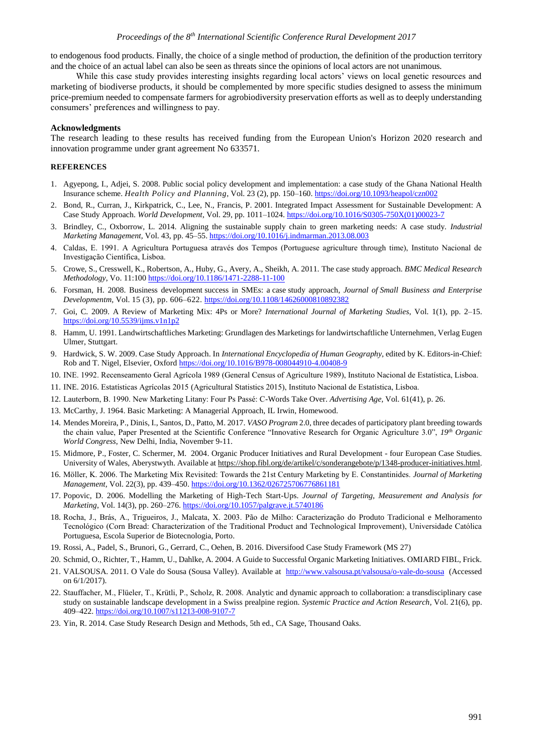to endogenous food products. Finally, the choice of a single method of production, the definition of the production territory and the choice of an actual label can also be seen as threats since the opinions of local actors are not unanimous.

While this case study provides interesting insights regarding local actors' views on local genetic resources and marketing of biodiverse products, it should be complemented by more specific studies designed to assess the minimum price-premium needed to compensate farmers for agrobiodiversity preservation efforts as well as to deeply understanding consumers' preferences and willingness to pay.

**Acknowledgments**

The research leading to these results has received funding from the European Union's Horizon 2020 research and innovation programme under grant agreement No 633571.

**REFERENCES**

1. Agyepong, I., Adjei, S. 2008. Public social policy development and implementation: a case study of the Ghana National Health Insurance scheme. *Health Policy and Planning*, Vol. 23 (2), pp. 150–160. https://doi.org/10.1093/heapol/czn002
2. Bond, R., Curran, J., Kirkpatrick, C., Lee, N., Francis, P. 2001. Integrated Impact Assessment for Sustainable Development: A Case Study Approach. *World Development*, Vol. 29, pp. 1011–1024. https://doi.org/10.1016/S0305-750X(01)00023-7
3. Brindley, C., Oxborrow, L. 2014. Aligning the sustainable supply chain to green marketing needs: A case study. *Industrial Marketing Management*, Vol. 43, pp. 45–55. https://doi.org/10.1016/j.indmarman.2013.08.003
4. Caldas, E. 1991. A Agricultura Portuguesa através dos Tempos (Portuguese agriculture through time), Instituto Nacional de Investigação Científica, Lisboa.
5. Crowe, S., Cresswell, K., Robertson, A., Huby, G., Avery, A., Sheikh, A. 2011. The case study approach. *BMC Medical Research Methodology*, Vo. 11:100 https://doi.org/10.1186/1471-2288-11-100
6. Forsman, H. 2008. Business development success in SMEs: a case study approach, *Journal of Small Business and Enterprise Developmentm*, Vol. 15 (3), pp. 606–622. https://doi.org/10.1108/14626000810892382
7. Goi, C. 2009. A Review of Marketing Mix: 4Ps or More? *International Journal of Marketing Studies*, Vol. 1(1), pp. 2–15. https://doi.org/10.5539/ijms.v1n1p2
8. Hamm, U. 1991. Landwirtschaftliches Marketing: Grundlagen des Marketings for landwirtschaftliche Unternehmen, Verlag Eugen Ulmer, Stuttgart.
9. Hardwick, S. W. 2009. Case Study Approach. In *International Encyclopedia of Human Geography*, edited by K. Editors-in-Chief: Rob and T. Nigel, Elsevier, Oxford https://doi.org/10.1016/B978-008044910-4.00408-9
10. INE. 1992. Recenseamento Geral Agrícola 1989 (General Census of Agriculture 1989), Instituto Nacional de Estatística, Lisboa.
11. INE. 2016. Estatísticas Agrícolas 2015 (Agricultural Statistics 2015), Instituto Nacional de Estatística, Lisboa.
12. Lauterborn, B. 1990. New Marketing Litany: Four Ps Passé: C-Words Take Over. *Advertising Age*, Vol. 61(41), p. 26.
13. McCarthy, J. 1964. Basic Marketing: A Managerial Approach, IL Irwin, Homewood.
14. Mendes Moreira, P., Dinis, I., Santos, D., Patto, M. 2017. *VASO Program* 2.0, three decades of participatory plant breeding towards the chain value, Paper Presented at the Scientific Conference "Innovative Research for Organic Agriculture 3.0", *19th Organic World Congress*, New Delhi, India, November 9-11.
15. Midmore, P., Foster, C. Schermer, M. 2004. Organic Producer Initiatives and Rural Development - four European Case Studies. University of Wales, Aberystwyth. Available at https://shop.fibl.org/de/artikel/c/sonderangebote/p/1348-producer-initiatives.html.
16. Möller, K. 2006. The Marketing Mix Revisited: Towards the 21st Century Marketing by E. Constantinides. *Journal of Marketing Management*, Vol. 22(3), pp. 439–450. https://doi.org/10.1362/026725706776861181
17. Popovic, D. 2006. Modelling the Marketing of High-Tech Start-Ups. *Journal of Targeting, Measurement and Analysis for Marketing*, Vol. 14(3), pp. 260–276. https://doi.org/10.1057/palgrave.jt.5740186
18. Rocha, J., Brás, A., Trigueiros, J., Malcata, X. 2003. Pão de Milho: Caracterização do Produto Tradicional e Melhoramento Tecnológico (Corn Bread: Characterization of the Traditional Product and Technological Improvement), Universidade Católica Portuguesa, Escola Superior de Biotecnologia, Porto.
19. Rossi, A., Padel, S., Brunori, G., Gerrard, C., Oehen, B. 2016. Diversifood Case Study Framework (MS 27)
20. Schmid, O., Richter, T., Hamm, U., Dahlke, A. 2004. A Guide to Successful Organic Marketing Initiatives. OMIARD FIBL, Frick.
21. VALSOUSA. 2011. O Vale do Sousa (Sousa Valley). Available at http://www.valsousa.pt/valsousa/o-vale-do-sousa (Accessed on 6/1/2017).
22. Stauffacher, M., Flüeler, T., Krütli, P., Scholz, R. 2008. Analytic and dynamic approach to collaboration: a transdisciplinary case study on sustainable landscape development in a Swiss prealpine region. *Systemic Practice and Action Research*, Vol. 21(6), pp. 409–422. https://doi.org/10.1007/s11213-008-9107-7
23. Yin, R. 2014. Case Study Research Design and Methods, 5th ed., CA Sage, Thousand Oaks.